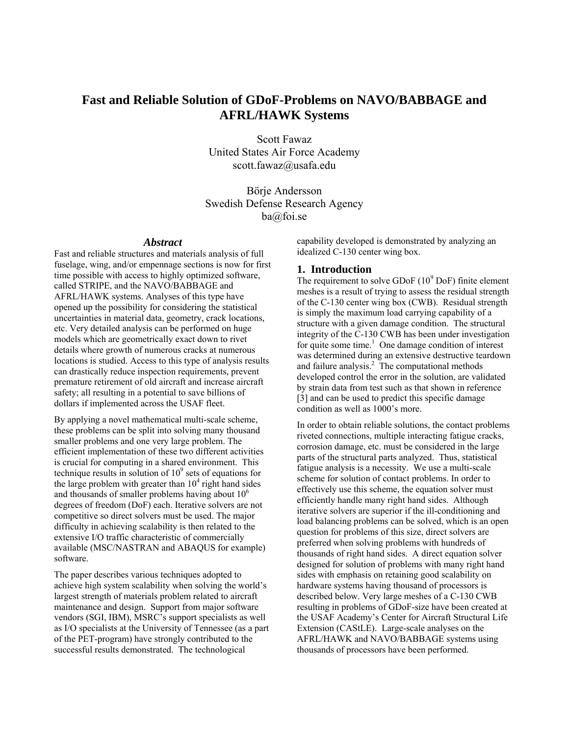# Fast and Reliable Solution of GDoF-Problems on NAVO/BABBAGE and AFRL/HAWK Systems

Scott Fawaz
United States Air Force Academy
scott.fawaz@usafa.edu

Börje Andersson
Swedish Defense Research Agency
ba@foi.se

### *Abstract*

Fast and reliable structures and materials analysis of full fuselage, wing, and/or empennage sections is now for first time possible with access to highly optimized software, called STRIPE, and the NAVO/BABBAGE and AFRL/HAWK systems. Analyses of this type have opened up the possibility for considering the statistical uncertainties in material data, geometry, crack locations, etc. Very detailed analysis can be performed on huge models which are geometrically exact down to rivet details where growth of numerous cracks at numerous locations is studied. Access to this type of analysis results can drastically reduce inspection requirements, prevent premature retirement of old aircraft and increase aircraft safety; all resulting in a potential to save billions of dollars if implemented across the USAF fleet.

By applying a novel mathematical multi-scale scheme, these problems can be split into solving many thousand smaller problems and one very large problem. The efficient implementation of these two different activities is crucial for computing in a shared environment. This technique results in solution of $10^9$ sets of equations for the large problem with greater than $10^4$ right hand sides and thousands of smaller problems having about $10^6$ degrees of freedom (DoF) each. Iterative solvers are not competitive so direct solvers must be used. The major difficulty in achieving scalability is then related to the extensive I/O traffic characteristic of commercially available (MSC/NASTRAN and ABAQUS for example) software.

The paper describes various techniques adopted to achieve high system scalability when solving the world's largest strength of materials problem related to aircraft maintenance and design. Support from major software vendors (SGI, IBM), MSRC's support specialists as well as I/O specialists at the University of Tennessee (as a part of the PET-program) have strongly contributed to the successful results demonstrated. The technological capability developed is demonstrated by analyzing an idealized C-130 center wing box.

## 1. Introduction

The requirement to solve GDoF ($10^9$ DoF) finite element meshes is a result of trying to assess the residual strength of the C-130 center wing box (CWB). Residual strength is simply the maximum load carrying capability of a structure with a given damage condition. The structural integrity of the C-130 CWB has been under investigation for quite some time.[1] One damage condition of interest was determined during an extensive destructive teardown and failure analysis.[2] The computational methods developed control the error in the solution, are validated by strain data from test such as that shown in reference [3] and can be used to predict this specific damage condition as well as 1000's more.

In order to obtain reliable solutions, the contact problems riveted connections, multiple interacting fatigue cracks, corrosion damage, etc. must be considered in the large parts of the structural parts analyzed. Thus, statistical fatigue analysis is a necessity. We use a multi-scale scheme for solution of contact problems. In order to effectively use this scheme, the equation solver must efficiently handle many right hand sides. Although iterative solvers are superior if the ill-conditioning and load balancing problems can be solved, which is an open question for problems of this size, direct solvers are preferred when solving problems with hundreds of thousands of right hand sides. A direct equation solver designed for solution of problems with many right hand sides with emphasis on retaining good scalability on hardware systems having thousand of processors is described below. Very large meshes of a C-130 CWB resulting in problems of GDoF-size have been created at the USAF Academy's Center for Aircraft Structural Life Extension (CAStLE). Large-scale analyses on the AFRL/HAWK and NAVO/BABBAGE systems using thousands of processors have been performed.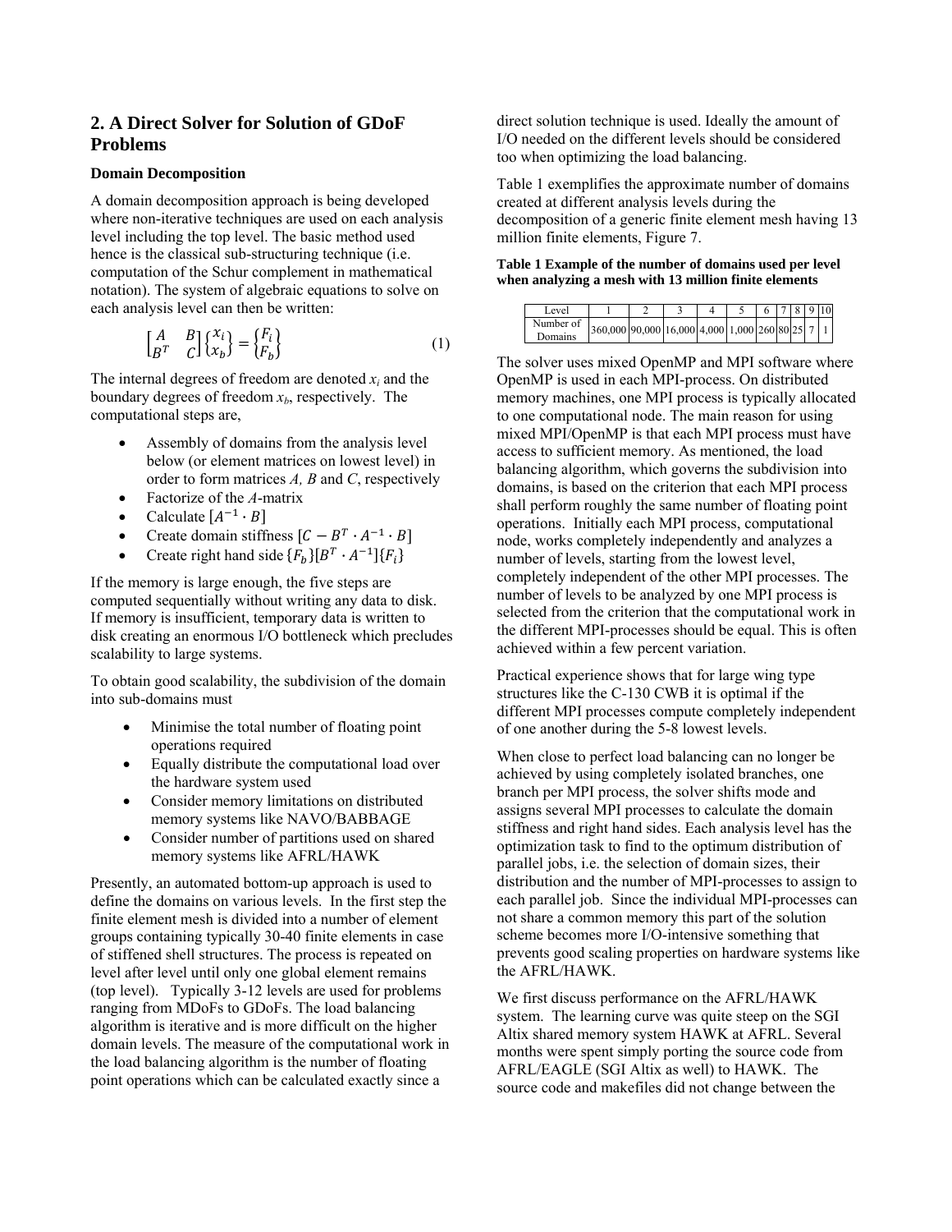## 2. A Direct Solver for Solution of GDoF Problems

### Domain Decomposition

A domain decomposition approach is being developed where non-iterative techniques are used on each analysis level including the top level. The basic method used hence is the classical sub-structuring technique (i.e. computation of the Schur complement in mathematical notation). The system of algebraic equations to solve on each analysis level can then be written:

$$\begin{bmatrix} A & B \\ B^T & C \end{bmatrix} \begin{Bmatrix} x_i \\ x_b \end{Bmatrix} = \begin{Bmatrix} F_i \\ F_b \end{Bmatrix} \tag{1}$$

The internal degrees of freedom are denoted $x_i$ and the boundary degrees of freedom $x_b$, respectively. The computational steps are,

- Assembly of domains from the analysis level below (or element matrices on lowest level) in order to form matrices *A, B* and *C*, respectively
- Factorize of the *A*-matrix
- Calculate $[A^{-1} \cdot B]$
- Create domain stiffness $[C - B^T \cdot A^{-1} \cdot B]$
- Create right hand side $\{F_b\}[B^T \cdot A^{-1}]\{F_i\}$

If the memory is large enough, the five steps are computed sequentially without writing any data to disk. If memory is insufficient, temporary data is written to disk creating an enormous I/O bottleneck which precludes scalability to large systems.

To obtain good scalability, the subdivision of the domain into sub-domains must

- Minimise the total number of floating point operations required
- Equally distribute the computational load over the hardware system used
- Consider memory limitations on distributed memory systems like NAVO/BABBAGE
- Consider number of partitions used on shared memory systems like AFRL/HAWK

Presently, an automated bottom-up approach is used to define the domains on various levels. In the first step the finite element mesh is divided into a number of element groups containing typically 30-40 finite elements in case of stiffened shell structures. The process is repeated on level after level until only one global element remains (top level). Typically 3-12 levels are used for problems ranging from MDoFs to GDoFs. The load balancing algorithm is iterative and is more difficult on the higher domain levels. The measure of the computational work in the load balancing algorithm is the number of floating point operations which can be calculated exactly since a direct solution technique is used. Ideally the amount of I/O needed on the different levels should be considered too when optimizing the load balancing.

Table 1 exemplifies the approximate number of domains created at different analysis levels during the decomposition of a generic finite element mesh having 13 million finite elements, Figure 7.

**Table 1 Example of the number of domains used per level when analyzing a mesh with 13 million finite elements**

| Level | 1 | 2 | 3 | 4 | 5 | 6 | 7 | 8 | 9 | 10 |
|---|---|---|---|---|---|---|---|---|---|---|
| Number of Domains | 360,000 | 90,000 | 16,000 | 4,000 | 1,000 | 260 | 80 | 25 | 7 | 1 |

The solver uses mixed OpenMP and MPI software where OpenMP is used in each MPI-process. On distributed memory machines, one MPI process is typically allocated to one computational node. The main reason for using mixed MPI/OpenMP is that each MPI process must have access to sufficient memory. As mentioned, the load balancing algorithm, which governs the subdivision into domains, is based on the criterion that each MPI process shall perform roughly the same number of floating point operations. Initially each MPI process, computational node, works completely independently and analyzes a number of levels, starting from the lowest level, completely independent of the other MPI processes. The number of levels to be analyzed by one MPI process is selected from the criterion that the computational work in the different MPI-processes should be equal. This is often achieved within a few percent variation.

Practical experience shows that for large wing type structures like the C-130 CWB it is optimal if the different MPI processes compute completely independent of one another during the 5-8 lowest levels.

When close to perfect load balancing can no longer be achieved by using completely isolated branches, one branch per MPI process, the solver shifts mode and assigns several MPI processes to calculate the domain stiffness and right hand sides. Each analysis level has the optimization task to find to the optimum distribution of parallel jobs, i.e. the selection of domain sizes, their distribution and the number of MPI-processes to assign to each parallel job. Since the individual MPI-processes can not share a common memory this part of the solution scheme becomes more I/O-intensive something that prevents good scaling properties on hardware systems like the AFRL/HAWK.

We first discuss performance on the AFRL/HAWK system. The learning curve was quite steep on the SGI Altix shared memory system HAWK at AFRL. Several months were spent simply porting the source code from AFRL/EAGLE (SGI Altix as well) to HAWK. The source code and makefiles did not change between the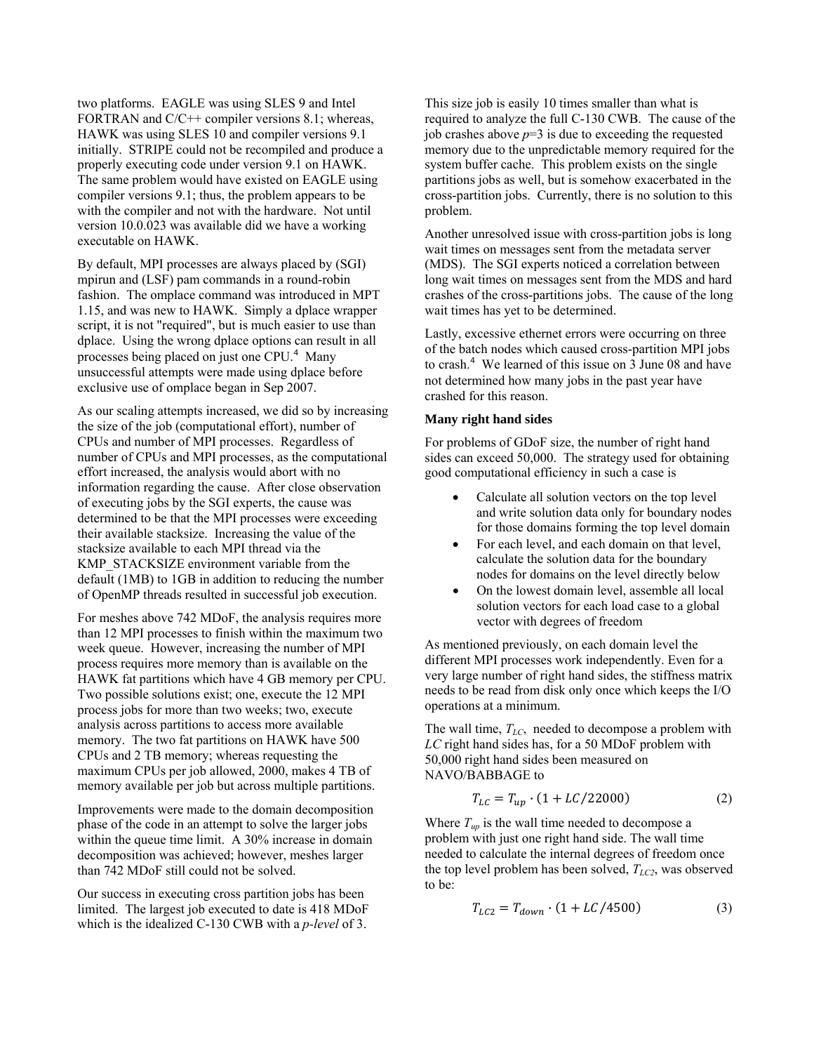two platforms. EAGLE was using SLES 9 and Intel FORTRAN and C/C++ compiler versions 8.1; whereas, HAWK was using SLES 10 and compiler versions 9.1 initially. STRIPE could not be recompiled and produce a properly executing code under version 9.1 on HAWK. The same problem would have existed on EAGLE using compiler versions 9.1; thus, the problem appears to be with the compiler and not with the hardware. Not until version 10.0.023 was available did we have a working executable on HAWK.

By default, MPI processes are always placed by (SGI) mpirun and (LSF) pam commands in a round-robin fashion. The omplace command was introduced in MPT 1.15, and was new to HAWK. Simply a dplace wrapper script, it is not "required", but is much easier to use than dplace. Using the wrong dplace options can result in all processes being placed on just one CPU.[4] Many unsuccessful attempts were made using dplace before exclusive use of omplace began in Sep 2007.

As our scaling attempts increased, we did so by increasing the size of the job (computational effort), number of CPUs and number of MPI processes. Regardless of number of CPUs and MPI processes, as the computational effort increased, the analysis would abort with no information regarding the cause. After close observation of executing jobs by the SGI experts, the cause was determined to be that the MPI processes were exceeding their available stacksize. Increasing the value of the stacksize available to each MPI thread via the KMP_STACKSIZE environment variable from the default (1MB) to 1GB in addition to reducing the number of OpenMP threads resulted in successful job execution.

For meshes above 742 MDoF, the analysis requires more than 12 MPI processes to finish within the maximum two week queue. However, increasing the number of MPI process requires more memory than is available on the HAWK fat partitions which have 4 GB memory per CPU. Two possible solutions exist; one, execute the 12 MPI process jobs for more than two weeks; two, execute analysis across partitions to access more available memory. The two fat partitions on HAWK have 500 CPUs and 2 TB memory; whereas requesting the maximum CPUs per job allowed, 2000, makes 4 TB of memory available per job but across multiple partitions.

Improvements were made to the domain decomposition phase of the code in an attempt to solve the larger jobs within the queue time limit. A 30% increase in domain decomposition was achieved; however, meshes larger than 742 MDoF still could not be solved.

Our success in executing cross partition jobs has been limited. The largest job executed to date is 418 MDoF which is the idealized C-130 CWB with a *p-level* of 3. This size job is easily 10 times smaller than what is required to analyze the full C-130 CWB. The cause of the job crashes above $p$=3 is due to exceeding the requested memory due to the unpredictable memory required for the system buffer cache. This problem exists on the single partitions jobs as well, but is somehow exacerbated in the cross-partition jobs. Currently, there is no solution to this problem.

Another unresolved issue with cross-partition jobs is long wait times on messages sent from the metadata server (MDS). The SGI experts noticed a correlation between long wait times on messages sent from the MDS and hard crashes of the cross-partitions jobs. The cause of the long wait times has yet to be determined.

Lastly, excessive ethernet errors were occurring on three of the batch nodes which caused cross-partition MPI jobs to crash.[4] We learned of this issue on 3 June 08 and have not determined how many jobs in the past year have crashed for this reason.

**Many right hand sides**

For problems of GDoF size, the number of right hand sides can exceed 50,000. The strategy used for obtaining good computational efficiency in such a case is

- Calculate all solution vectors on the top level and write solution data only for boundary nodes for those domains forming the top level domain
- For each level, and each domain on that level, calculate the solution data for the boundary nodes for domains on the level directly below
- On the lowest domain level, assemble all local solution vectors for each load case to a global vector with degrees of freedom

As mentioned previously, on each domain level the different MPI processes work independently. Even for a very large number of right hand sides, the stiffness matrix needs to be read from disk only once which keeps the I/O operations at a minimum.

The wall time, $T_{LC}$, needed to decompose a problem with $LC$ right hand sides has, for a 50 MDoF problem with 50,000 right hand sides been measured on NAVO/BABBAGE to

$$T_{LC} = T_{up} \cdot (1 + LC/22000) \tag{2}$$

Where $T_{up}$ is the wall time needed to decompose a problem with just one right hand side. The wall time needed to calculate the internal degrees of freedom once the top level problem has been solved, $T_{LC2}$, was observed to be:

$$T_{LC2} = T_{down} \cdot (1 + LC/4500) \tag{3}$$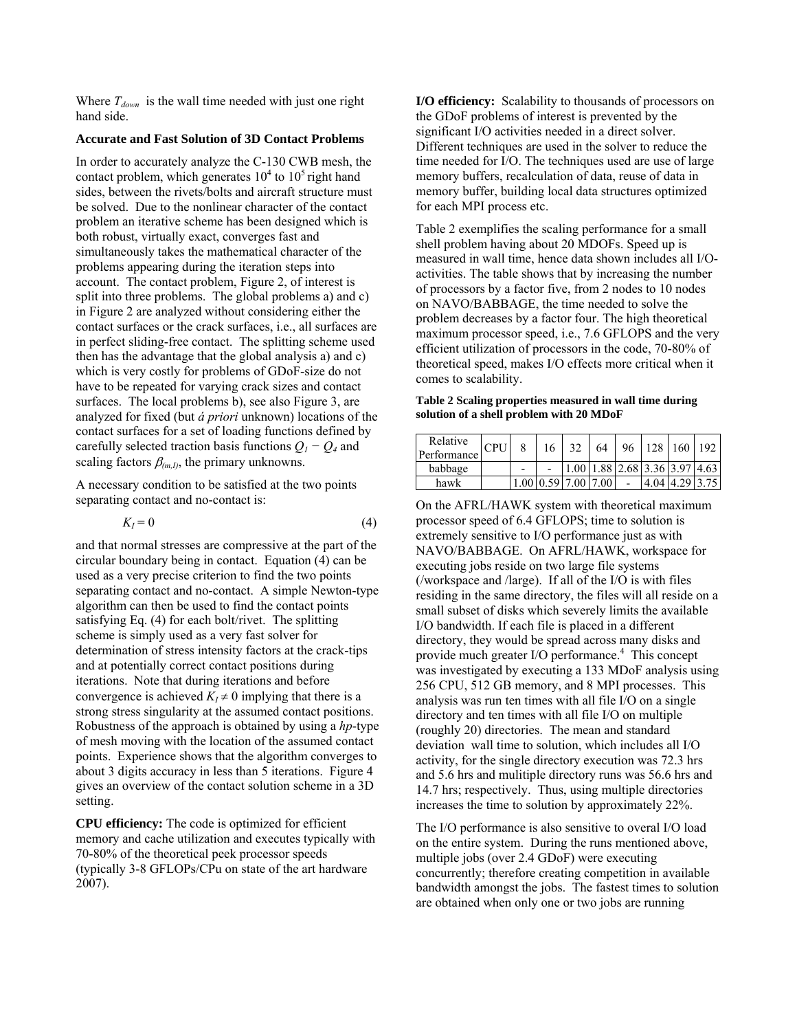Where $T_{down}$ is the wall time needed with just one right hand side.

**Accurate and Fast Solution of 3D Contact Problems**

In order to accurately analyze the C-130 CWB mesh, the contact problem, which generates $10^4$ to $10^5$ right hand sides, between the rivets/bolts and aircraft structure must be solved. Due to the nonlinear character of the contact problem an iterative scheme has been designed which is both robust, virtually exact, converges fast and simultaneously takes the mathematical character of the problems appearing during the iteration steps into account. The contact problem, Figure 2, of interest is split into three problems. The global problems a) and c) in Figure 2 are analyzed without considering either the contact surfaces or the crack surfaces, i.e., all surfaces are in perfect sliding-free contact. The splitting scheme used then has the advantage that the global analysis a) and c) which is very costly for problems of GDoF-size do not have to be repeated for varying crack sizes and contact surfaces. The local problems b), see also Figure 3, are analyzed for fixed (but *á priori* unknown) locations of the contact surfaces for a set of loading functions defined by carefully selected traction basis functions $Q_1 - Q_4$ and scaling factors $\beta_{(m,1)}$, the primary unknowns.

A necessary condition to be satisfied at the two points separating contact and no-contact is:

$$K_I = 0 \tag{4}$$

and that normal stresses are compressive at the part of the circular boundary being in contact. Equation (4) can be used as a very precise criterion to find the two points separating contact and no-contact. A simple Newton-type algorithm can then be used to find the contact points satisfying Eq. (4) for each bolt/rivet. The splitting scheme is simply used as a very fast solver for determination of stress intensity factors at the crack-tips and at potentially correct contact positions during iterations. Note that during iterations and before convergence is achieved $K_I \neq 0$ implying that there is a strong stress singularity at the assumed contact positions. Robustness of the approach is obtained by using a *hp*-type of mesh moving with the location of the assumed contact points. Experience shows that the algorithm converges to about 3 digits accuracy in less than 5 iterations. Figure 4 gives an overview of the contact solution scheme in a 3D setting.

**CPU efficiency:** The code is optimized for efficient memory and cache utilization and executes typically with 70-80% of the theoretical peek processor speeds (typically 3-8 GFLOPs/CPu on state of the art hardware 2007).

**I/O efficiency:** Scalability to thousands of processors on the GDoF problems of interest is prevented by the significant I/O activities needed in a direct solver. Different techniques are used in the solver to reduce the time needed for I/O. The techniques used are use of large memory buffers, recalculation of data, reuse of data in memory buffer, building local data structures optimized for each MPI process etc.

Table 2 exemplifies the scaling performance for a small shell problem having about 20 MDOFs. Speed up is measured in wall time, hence data shown includes all I/O-activities. The table shows that by increasing the number of processors by a factor five, from 2 nodes to 10 nodes on NAVO/BABBAGE, the time needed to solve the problem decreases by a factor four. The high theoretical maximum processor speed, i.e., 7.6 GFLOPS and the very efficient utilization of processors in the code, 70-80% of theoretical speed, makes I/O effects more critical when it comes to scalability.

**Table 2 Scaling properties measured in wall time during solution of a shell problem with 20 MDoF**

| Relative Performance | CPU | 8 | 16 | 32 | 64 | 96 | 128 | 160 | 192 |
|---|---|---|---|---|---|---|---|---|---|
| babbage | | - | - | 1.00 | 1.88 | 2.68 | 3.36 | 3.97 | 4.63 |
| hawk | | 1.00 | 0.59 | 7.00 | 7.00 | - | 4.04 | 4.29 | 3.75 |

On the AFRL/HAWK system with theoretical maximum processor speed of 6.4 GFLOPS; time to solution is extremely sensitive to I/O performance just as with NAVO/BABBAGE. On AFRL/HAWK, workspace for executing jobs reside on two large file systems (/workspace and /large). If all of the I/O is with files residing in the same directory, the files will all reside on a small subset of disks which severely limits the available I/O bandwidth. If each file is placed in a different directory, they would be spread across many disks and provide much greater I/O performance.[4] This concept was investigated by executing a 133 MDoF analysis using 256 CPU, 512 GB memory, and 8 MPI processes. This analysis was run ten times with all file I/O on a single directory and ten times with all file I/O on multiple (roughly 20) directories. The mean and standard deviation wall time to solution, which includes all I/O activity, for the single directory execution was 72.3 hrs and 5.6 hrs and mulitiple directory runs was 56.6 hrs and 14.7 hrs; respectively. Thus, using multiple directories increases the time to solution by approximately 22%.

The I/O performance is also sensitive to overal I/O load on the entire system. During the runs mentioned above, multiple jobs (over 2.4 GDoF) were executing concurrently; therefore creating competition in available bandwidth amongst the jobs. The fastest times to solution are obtained when only one or two jobs are running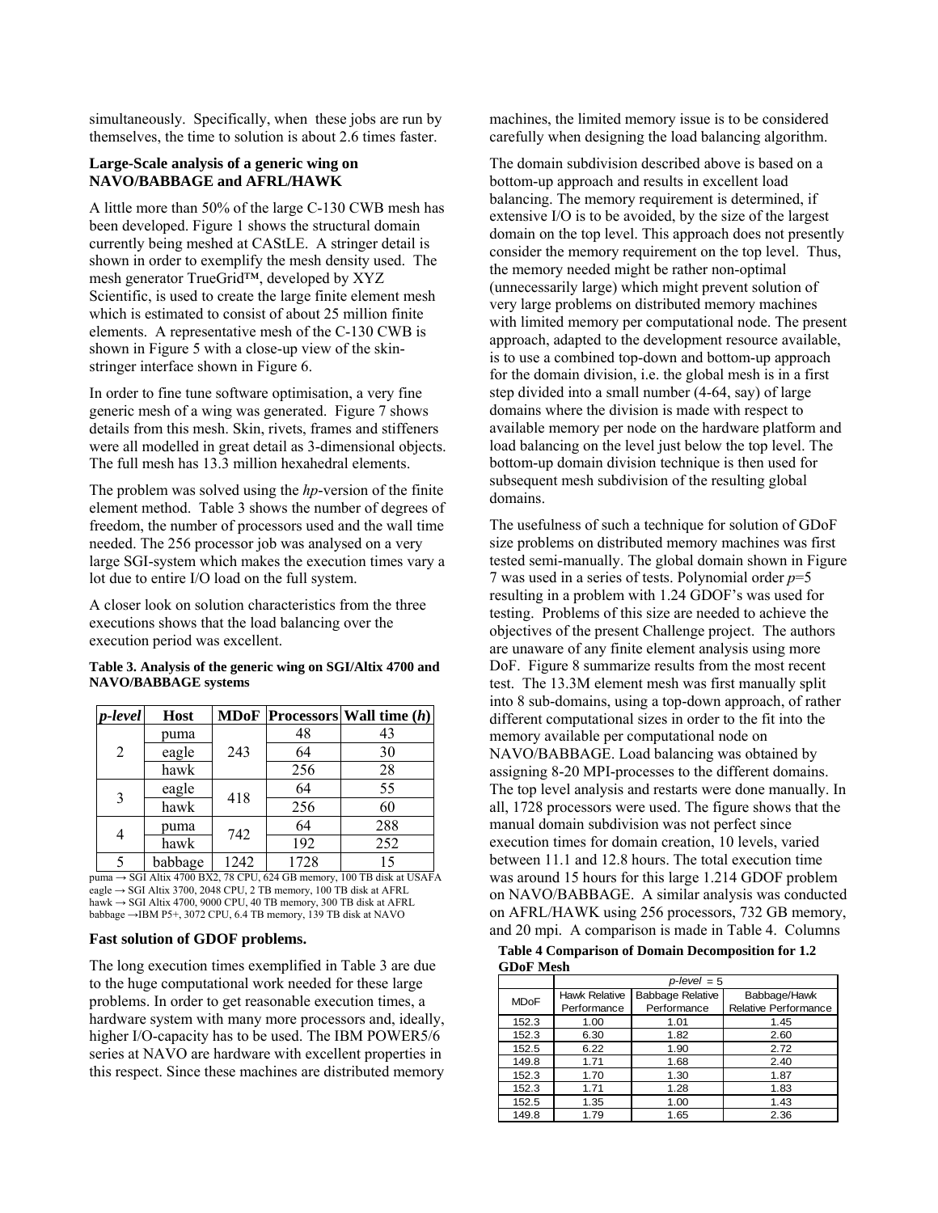simultaneously. Specifically, when these jobs are run by themselves, the time to solution is about 2.6 times faster.

**Large-Scale analysis of a generic wing on NAVO/BABBAGE and AFRL/HAWK**

A little more than 50% of the large C-130 CWB mesh has been developed. Figure 1 shows the structural domain currently being meshed at CAStLE. A stringer detail is shown in order to exemplify the mesh density used. The mesh generator TrueGrid™, developed by XYZ Scientific, is used to create the large finite element mesh which is estimated to consist of about 25 million finite elements. A representative mesh of the C-130 CWB is shown in Figure 5 with a close-up view of the skin-stringer interface shown in Figure 6.

In order to fine tune software optimisation, a very fine generic mesh of a wing was generated. Figure 7 shows details from this mesh. Skin, rivets, frames and stiffeners were all modelled in great detail as 3-dimensional objects. The full mesh has 13.3 million hexahedral elements.

The problem was solved using the *hp*-version of the finite element method. Table 3 shows the number of degrees of freedom, the number of processors used and the wall time needed. The 256 processor job was analysed on a very large SGI-system which makes the execution times vary a lot due to entire I/O load on the full system.

A closer look on solution characteristics from the three executions shows that the load balancing over the execution period was excellent.

**Table 3. Analysis of the generic wing on SGI/Altix 4700 and NAVO/BABBAGE systems**

| *p-level* | Host | MDoF | Processors | Wall time (*h*) |
|---|---|---|---|---|
| 2 | puma | 243 | 48 | 43 |
| | eagle | | 64 | 30 |
| | hawk | | 256 | 28 |
| 3 | eagle | 418 | 64 | 55 |
| | hawk | | 256 | 60 |
| 4 | puma | 742 | 64 | 288 |
| | hawk | | 192 | 252 |
| 5 | babbage | 1242 | 1728 | 15 |

puma → SGI Altix 4700 BX2, 78 CPU, 624 GB memory, 100 TB disk at USAFA
eagle → SGI Altix 3700, 2048 CPU, 2 TB memory, 100 TB disk at AFRL
hawk → SGI Altix 4700, 9000 CPU, 40 TB memory, 300 TB disk at AFRL
babbage →IBM P5+, 3072 CPU, 6.4 TB memory, 139 TB disk at NAVO

**Fast solution of GDOF problems.**

The long execution times exemplified in Table 3 are due to the huge computational work needed for these large problems. In order to get reasonable execution times, a hardware system with many more processors and, ideally, higher I/O-capacity has to be used. The IBM POWER5/6 series at NAVO are hardware with excellent properties in this respect. Since these machines are distributed memory machines, the limited memory issue is to be considered carefully when designing the load balancing algorithm.

The domain subdivision described above is based on a bottom-up approach and results in excellent load balancing. The memory requirement is determined, if extensive I/O is to be avoided, by the size of the largest domain on the top level. This approach does not presently consider the memory requirement on the top level. Thus, the memory needed might be rather non-optimal (unnecessarily large) which might prevent solution of very large problems on distributed memory machines with limited memory per computational node. The present approach, adapted to the development resource available, is to use a combined top-down and bottom-up approach for the domain division, i.e. the global mesh is in a first step divided into a small number (4-64, say) of large domains where the division is made with respect to available memory per node on the hardware platform and load balancing on the level just below the top level. The bottom-up domain division technique is then used for subsequent mesh subdivision of the resulting global domains.

The usefulness of such a technique for solution of GDoF size problems on distributed memory machines was first tested semi-manually. The global domain shown in Figure 7 was used in a series of tests. Polynomial order $p$=5 resulting in a problem with 1.24 GDOF's was used for testing. Problems of this size are needed to achieve the objectives of the present Challenge project. The authors are unaware of any finite element analysis using more DoF. Figure 8 summarize results from the most recent test. The 13.3M element mesh was first manually split into 8 sub-domains, using a top-down approach, of rather different computational sizes in order to the fit into the memory available per computational node on NAVO/BABBAGE. Load balancing was obtained by assigning 8-20 MPI-processes to the different domains. The top level analysis and restarts were done manually. In all, 1728 processors were used. The figure shows that the manual domain subdivision was not perfect since execution times for domain creation, 10 levels, varied between 11.1 and 12.8 hours. The total execution time was around 15 hours for this large 1.214 GDOF problem on NAVO/BABBAGE. A similar analysis was conducted on AFRL/HAWK using 256 processors, 732 GB memory, and 20 mpi. A comparison is made in Table 4. Columns

**Table 4 Comparison of Domain Decomposition for 1.2 GDoF Mesh**

| | *p-level* = 5 | | |
|---|---|---|---|
| MDoF | Hawk Relative Performance | Babbage Relative Performance | Babbage/Hawk Relative Performance |
| 152.3 | 1.00 | 1.01 | 1.45 |
| 152.3 | 6.30 | 1.82 | 2.60 |
| 152.5 | 6.22 | 1.90 | 2.72 |
| 149.8 | 1.71 | 1.68 | 2.40 |
| 152.3 | 1.70 | 1.30 | 1.87 |
| 152.3 | 1.71 | 1.28 | 1.83 |
| 152.5 | 1.35 | 1.00 | 1.43 |
| 149.8 | 1.79 | 1.65 | 2.36 |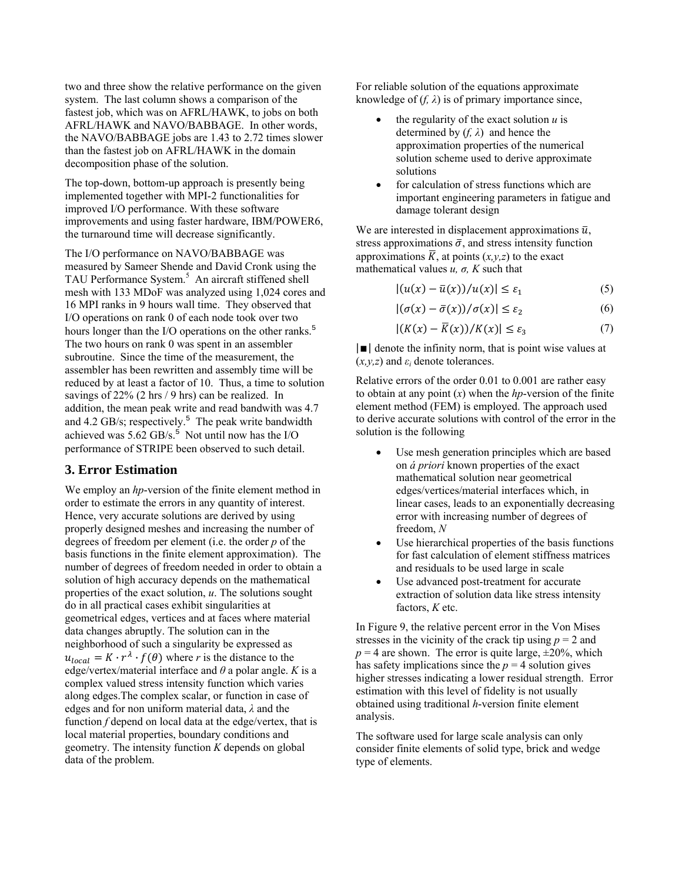two and three show the relative performance on the given system. The last column shows a comparison of the fastest job, which was on AFRL/HAWK, to jobs on both AFRL/HAWK and NAVO/BABBAGE. In other words, the NAVO/BABBAGE jobs are 1.43 to 2.72 times slower than the fastest job on AFRL/HAWK in the domain decomposition phase of the solution.

The top-down, bottom-up approach is presently being implemented together with MPI-2 functionalities for improved I/O performance. With these software improvements and using faster hardware, IBM/POWER6, the turnaround time will decrease significantly.

The I/O performance on NAVO/BABBAGE was measured by Sameer Shende and David Cronk using the TAU Performance System.[5] An aircraft stiffened shell mesh with 133 MDoF was analyzed using 1,024 cores and 16 MPI ranks in 9 hours wall time. They observed that I/O operations on rank 0 of each node took over two hours longer than the I/O operations on the other ranks.[5] The two hours on rank 0 was spent in an assembler subroutine. Since the time of the measurement, the assembler has been rewritten and assembly time will be reduced by at least a factor of 10. Thus, a time to solution savings of 22% (2 hrs / 9 hrs) can be realized. In addition, the mean peak write and read bandwith was 4.7 and 4.2 GB/s; respectively.[5] The peak write bandwidth achieved was 5.62 GB/s.[5] Not until now has the I/O performance of STRIPE been observed to such detail.

## 3. Error Estimation

We employ an *hp*-version of the finite element method in order to estimate the errors in any quantity of interest. Hence, very accurate solutions are derived by using properly designed meshes and increasing the number of degrees of freedom per element (i.e. the order $p$ of the basis functions in the finite element approximation). The number of degrees of freedom needed in order to obtain a solution of high accuracy depends on the mathematical properties of the exact solution, $u$. The solutions sought do in all practical cases exhibit singularities at geometrical edges, vertices and at faces where material data changes abruptly. The solution can in the neighborhood of such a singularity be expressed as $u_{local} = K \cdot r^{\lambda} \cdot f(\theta)$ where $r$ is the distance to the edge/vertex/material interface and $\theta$ a polar angle. $K$ is a complex valued stress intensity function which varies along edges.The complex scalar, or function in case of edges and for non uniform material data, $\lambda$ and the function $f$ depend on local data at the edge/vertex, that is local material properties, boundary conditions and geometry. The intensity function $K$ depends on global data of the problem.

For reliable solution of the equations approximate knowledge of $(f, \lambda)$ is of primary importance since,

- the regularity of the exact solution $u$ is determined by $(f, \lambda)$ and hence the approximation properties of the numerical solution scheme used to derive approximate solutions
- for calculation of stress functions which are important engineering parameters in fatigue and damage tolerant design

We are interested in displacement approximations $\bar{u}$, stress approximations $\bar{\sigma}$, and stress intensity function approximations $\bar{K}$, at points $(x,y,z)$ to the exact mathematical values $u$, $\sigma$, $K$ such that

$$|(u(x) - \bar{u}(x))/u(x)| \leq \varepsilon_1 \tag{5}$$

$$|(\sigma(x) - \bar{\sigma}(x))/\sigma(x)| \leq \varepsilon_2 \tag{6}$$

$$|(K(x) - \bar{K}(x))/K(x)| \leq \varepsilon_3 \tag{7}$$

$|\blacksquare|$ denote the infinity norm, that is point wise values at $(x,y,z)$ and $\varepsilon_i$ denote tolerances.

Relative errors of the order 0.01 to 0.001 are rather easy to obtain at any point $(x)$ when the *hp*-version of the finite element method (FEM) is employed. The approach used to derive accurate solutions with control of the error in the solution is the following

- Use mesh generation principles which are based on *á priori* known properties of the exact mathematical solution near geometrical edges/vertices/material interfaces which, in linear cases, leads to an exponentially decreasing error with increasing number of degrees of freedom, $N$
- Use hierarchical properties of the basis functions for fast calculation of element stiffness matrices and residuals to be used large in scale
- Use advanced post-treatment for accurate extraction of solution data like stress intensity factors, $K$ etc.

In Figure 9, the relative percent error in the Von Mises stresses in the vicinity of the crack tip using $p = 2$ and $p = 4$ are shown. The error is quite large, ±20%, which has safety implications since the $p = 4$ solution gives higher stresses indicating a lower residual strength. Error estimation with this level of fidelity is not usually obtained using traditional *h*-version finite element analysis.

The software used for large scale analysis can only consider finite elements of solid type, brick and wedge type of elements.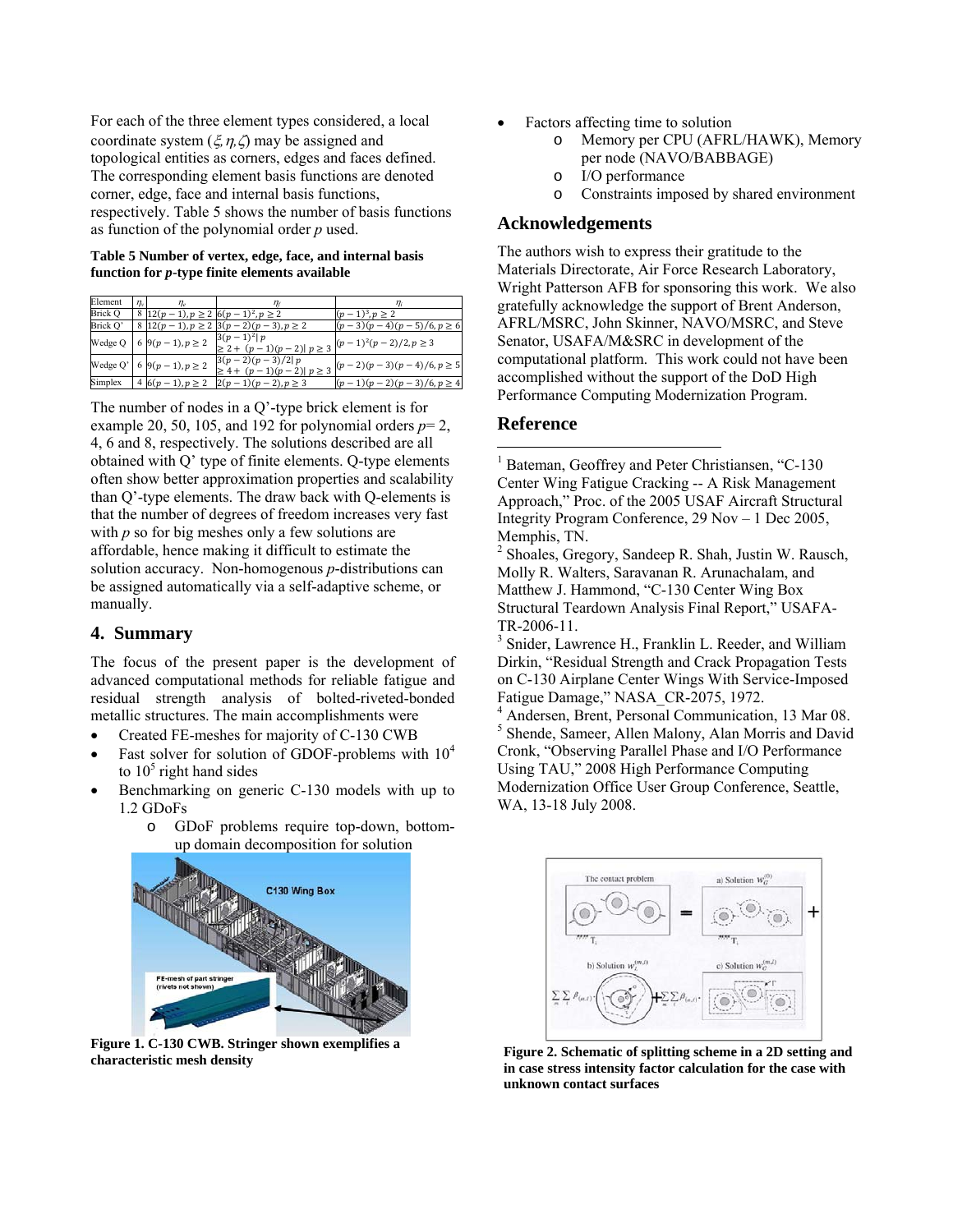For each of the three element types considered, a local coordinate system $(\xi, \eta, \zeta)$ may be assigned and topological entities as corners, edges and faces defined. The corresponding element basis functions are denoted corner, edge, face and internal basis functions, respectively. Table 5 shows the number of basis functions as function of the polynomial order $p$ used.

**Table 5 Number of vertex, edge, face, and internal basis function for *p*-type finite elements available**

| Element | $\eta_v$ | $\eta_e$ | $\eta_f$ | $\eta_i$ |
|---|---|---|---|---|
| Brick Q | 8 | $12(p-1), p \geq 2$ | $6(p-1)^2, p \geq 2$ | $(p-1)^3, p \geq 2$ |
| Brick Q' | 8 | $12(p-1), p \geq 2$ | $3(p-2)(p-3), p \geq 2$ | $(p-3)(p-4)(p-5)/6, p \geq 6$ |
| Wedge Q | 6 | $9(p-1), p \geq 2$ | $3(p-1)^2 \| p \geq 2 + (p-1)(p-2) \| p \geq 3$ | $(p-1)^2(p-2)/2, p \geq 3$ |
| Wedge Q' | 6 | $9(p-1), p \geq 2$ | $3(p-2)(p-3)/2 \| p \geq 4 + (p-1)(p-2) \| p \geq 3$ | $(p-2)(p-3)(p-4)/6, p \geq 5$ |
| Simplex | 4 | $6(p-1), p \geq 2$ | $2(p-1)(p-2), p \geq 3$ | $(p-1)(p-2)(p-3)/6, p \geq 4$ |

The number of nodes in a Q'-type brick element is for example 20, 50, 105, and 192 for polynomial orders $p$= 2, 4, 6 and 8, respectively. The solutions described are all obtained with Q' type of finite elements. Q-type elements often show better approximation properties and scalability than Q'-type elements. The draw back with Q-elements is that the number of degrees of freedom increases very fast with $p$ so for big meshes only a few solutions are affordable, hence making it difficult to estimate the solution accuracy. Non-homogenous $p$-distributions can be assigned automatically via a self-adaptive scheme, or manually.

## 4. Summary

The focus of the present paper is the development of advanced computational methods for reliable fatigue and residual strength analysis of bolted-riveted-bonded metallic structures. The main accomplishments were

- Created FE-meshes for majority of C-130 CWB
- Fast solver for solution of GDOF-problems with $10^4$ to $10^5$ right hand sides
- Benchmarking on generic C-130 models with up to 1.2 GDoFs
  - GDoF problems require top-down, bottom-up domain decomposition for solution

**Figure 1. C-130 CWB. Stringer shown exemplifies a characteristic mesh density**

- Factors affecting time to solution
  - Memory per CPU (AFRL/HAWK), Memory per node (NAVO/BABBAGE)
  - I/O performance
  - Constraints imposed by shared environment

## Acknowledgements

The authors wish to express their gratitude to the Materials Directorate, Air Force Research Laboratory, Wright Patterson AFB for sponsoring this work. We also gratefully acknowledge the support of Brent Anderson, AFRL/MSRC, John Skinner, NAVO/MSRC, and Steve Senator, USAFA/M&SRC in development of the computational platform. This work could not have been accomplished without the support of the DoD High Performance Computing Modernization Program.

## Reference

[1] Bateman, Geoffrey and Peter Christiansen, "C-130 Center Wing Fatigue Cracking -- A Risk Management Approach," Proc. of the 2005 USAF Aircraft Structural Integrity Program Conference, 29 Nov – 1 Dec 2005, Memphis, TN.

[2] Shoales, Gregory, Sandeep R. Shah, Justin W. Rausch, Molly R. Walters, Saravanan R. Arunachalam, and Matthew J. Hammond, "C-130 Center Wing Box Structural Teardown Analysis Final Report," USAFA-TR-2006-11.

[3] Snider, Lawrence H., Franklin L. Reeder, and William Dirkin, "Residual Strength and Crack Propagation Tests on C-130 Airplane Center Wings With Service-Imposed Fatigue Damage," NASA_CR-2075, 1972.

[4] Andersen, Brent, Personal Communication, 13 Mar 08.

[5] Shende, Sameer, Allen Malony, Alan Morris and David Cronk, "Observing Parallel Phase and I/O Performance Using TAU," 2008 High Performance Computing Modernization Office User Group Conference, Seattle, WA, 13-18 July 2008.

**Figure 2. Schematic of splitting scheme in a 2D setting and in case stress intensity factor calculation for the case with unknown contact surfaces**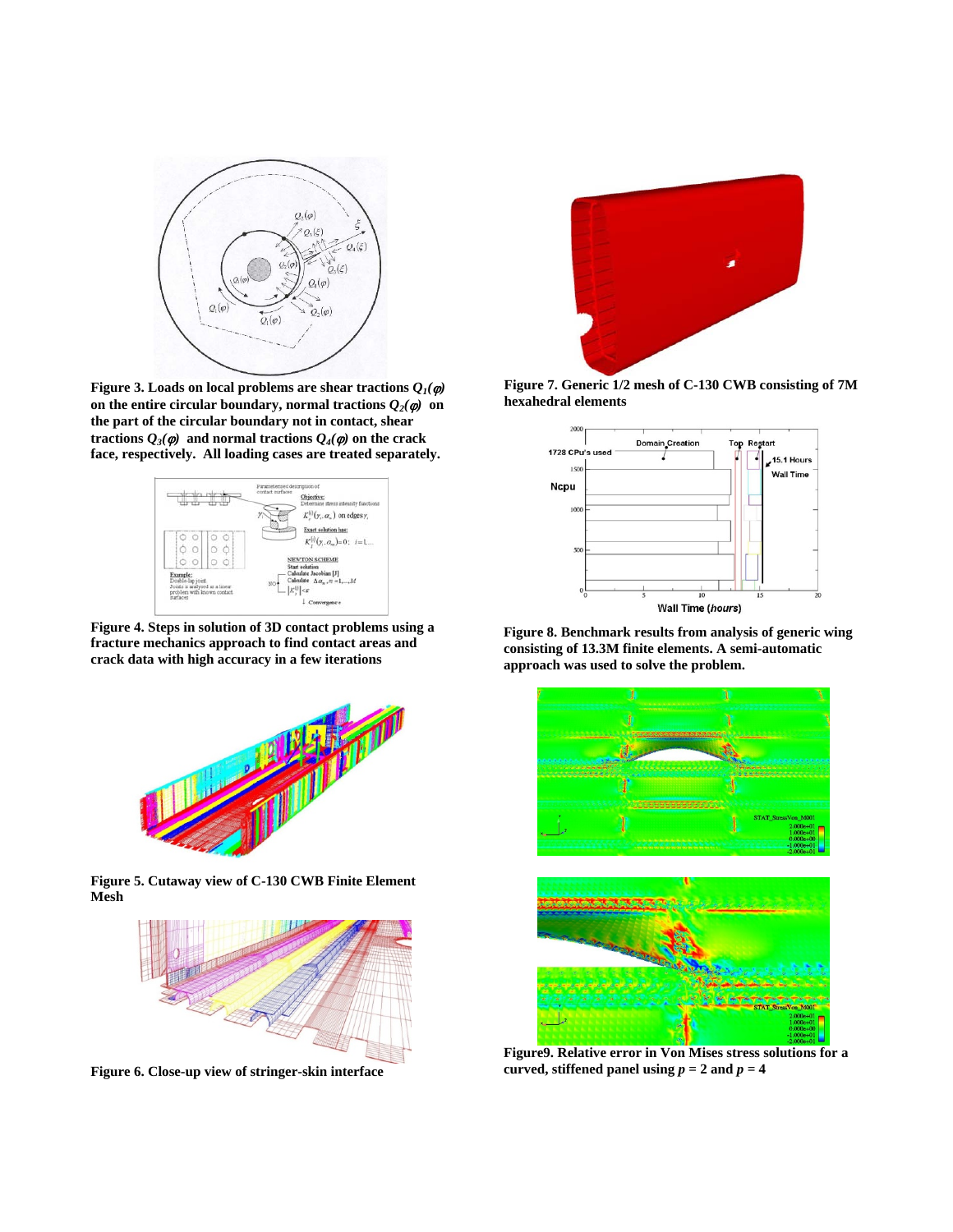**Figure 3. Loads on local problems are shear tractions $Q_1(\varphi)$ on the entire circular boundary, normal tractions $Q_2(\varphi)$ on the part of the circular boundary not in contact, shear tractions $Q_3(\varphi)$ and normal tractions $Q_4(\varphi)$ on the crack face, respectively. All loading cases are treated separately.**

**Figure 4. Steps in solution of 3D contact problems using a fracture mechanics approach to find contact areas and crack data with high accuracy in a few iterations**

**Figure 5. Cutaway view of C-130 CWB Finite Element Mesh**

**Figure 6. Close-up view of stringer-skin interface**

**Figure 7. Generic 1/2 mesh of C-130 CWB consisting of 7M hexahedral elements**

Domain Creation

Top Restart

1728 CPU's used

15.1 Hours

Wall Time

Ncpu

Wall Time (*hours*)

2000

1500

1000

500

0

0

5

10

15

20

**Figure 8. Benchmark results from analysis of generic wing consisting of 13.3M finite elements. A semi-automatic approach was used to solve the problem.**

**Figure9. Relative error in Von Mises stress solutions for a curved, stiffened panel using $p = 2$ and $p = 4$**